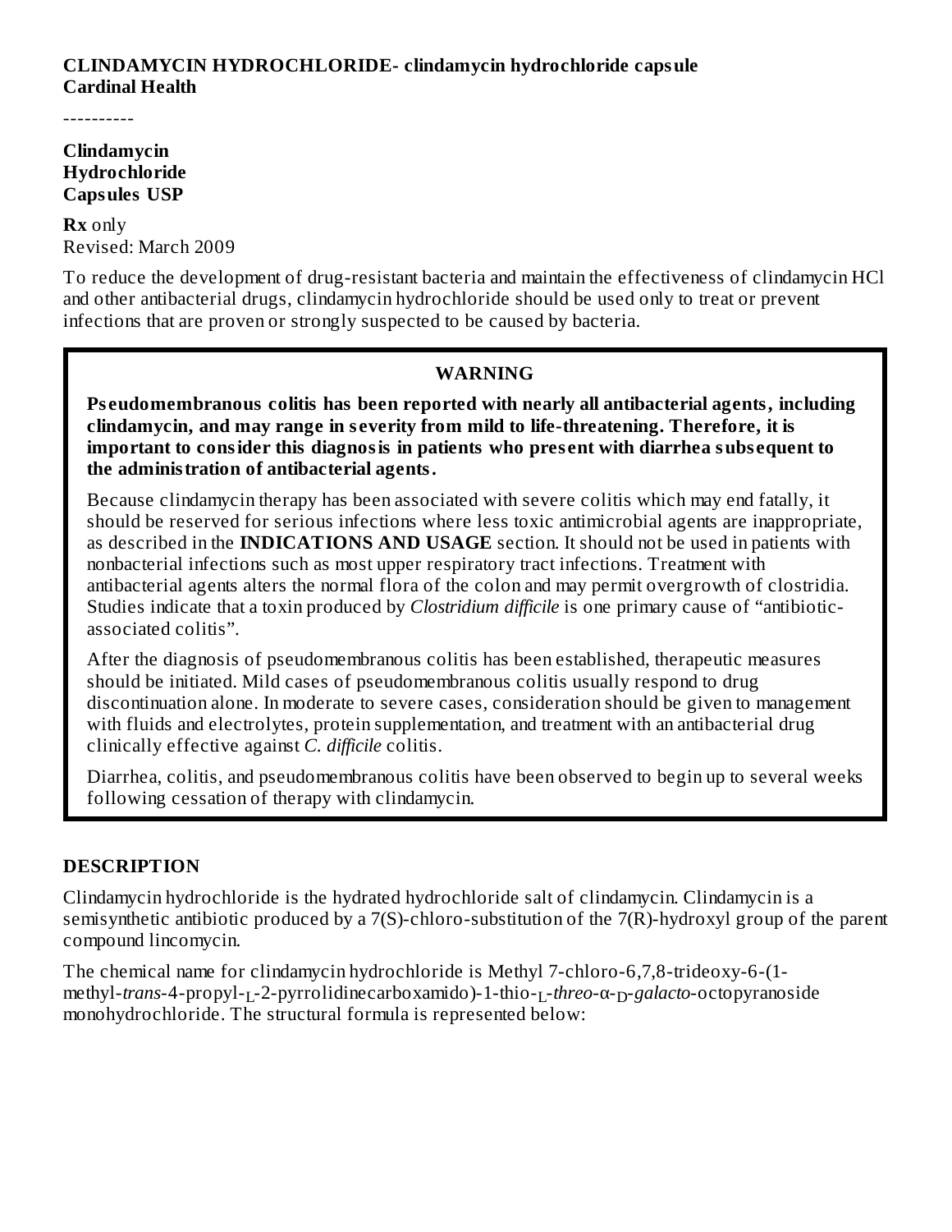**CLINDAMYCIN HYDROCHLORIDE- clindamycin hydrochloride capsule**
**Cardinal Health**

----------

**Clindamycin Hydrochloride Capsules USP**

**Rx** only
Revised: March 2009

To reduce the development of drug-resistant bacteria and maintain the effectiveness of clindamycin HCl and other antibacterial drugs, clindamycin hydrochloride should be used only to treat or prevent infections that are proven or strongly suspected to be caused by bacteria.

**WARNING**

**Pseudomembranous colitis has been reported with nearly all antibacterial agents, including clindamycin, and may range in severity from mild to life-threatening. Therefore, it is important to consider this diagnosis in patients who present with diarrhea subsequent to the administration of antibacterial agents.**

Because clindamycin therapy has been associated with severe colitis which may end fatally, it should be reserved for serious infections where less toxic antimicrobial agents are inappropriate, as described in the **INDICATIONS AND USAGE** section. It should not be used in patients with nonbacterial infections such as most upper respiratory tract infections. Treatment with antibacterial agents alters the normal flora of the colon and may permit overgrowth of clostridia. Studies indicate that a toxin produced by *Clostridium difficile* is one primary cause of "antibiotic-associated colitis".

After the diagnosis of pseudomembranous colitis has been established, therapeutic measures should be initiated. Mild cases of pseudomembranous colitis usually respond to drug discontinuation alone. In moderate to severe cases, consideration should be given to management with fluids and electrolytes, protein supplementation, and treatment with an antibacterial drug clinically effective against *C. difficile* colitis.

Diarrhea, colitis, and pseudomembranous colitis have been observed to begin up to several weeks following cessation of therapy with clindamycin.

## DESCRIPTION

Clindamycin hydrochloride is the hydrated hydrochloride salt of clindamycin. Clindamycin is a semisynthetic antibiotic produced by a 7(S)-chloro-substitution of the 7(R)-hydroxyl group of the parent compound lincomycin.

The chemical name for clindamycin hydrochloride is Methyl 7-chloro-6,7,8-trideoxy-6-(1-methyl-*trans*-4-propyl-$_{\text{L}}$-2-pyrrolidinecarboxamido)-1-thio-$_{\text{L}}$-*threo*-α-$_{\text{D}}$-*galacto*-octopyranoside monohydrochloride. The structural formula is represented below: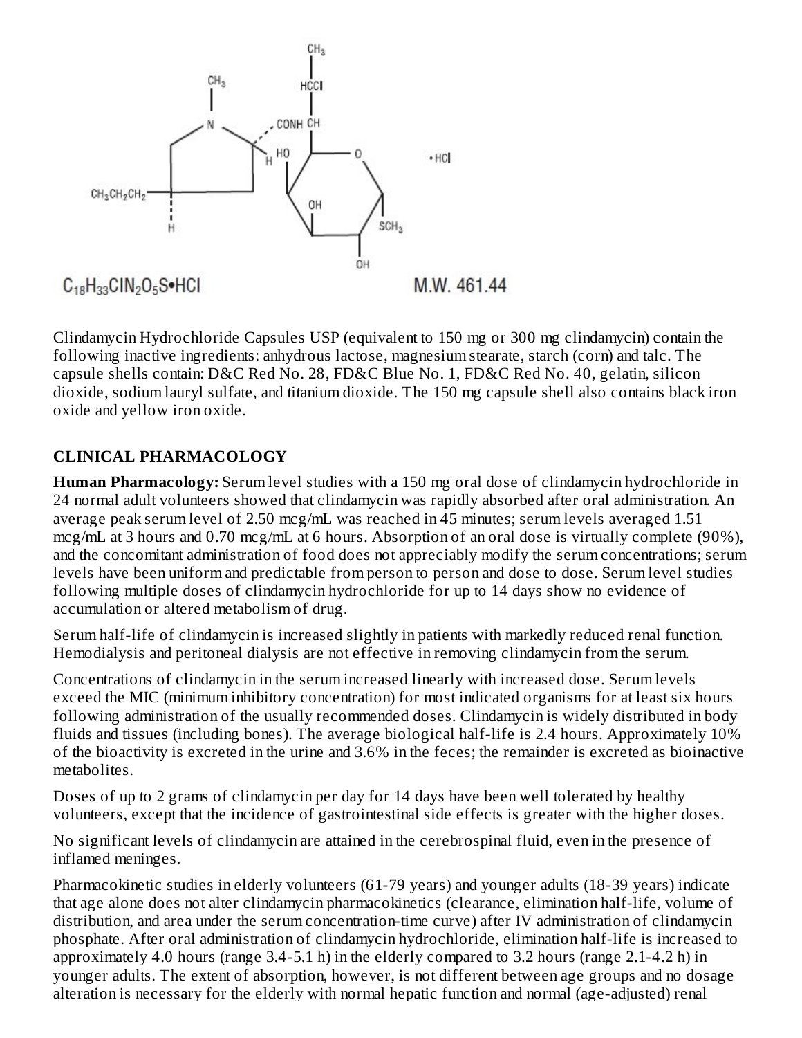$C_{18}H_{33}ClN_2O_5S{\bullet}HCl$ M.W. 461.44

Clindamycin Hydrochloride Capsules USP (equivalent to 150 mg or 300 mg clindamycin) contain the following inactive ingredients: anhydrous lactose, magnesium stearate, starch (corn) and talc. The capsule shells contain: D&C Red No. 28, FD&C Blue No. 1, FD&C Red No. 40, gelatin, silicon dioxide, sodium lauryl sulfate, and titanium dioxide. The 150 mg capsule shell also contains black iron oxide and yellow iron oxide.

## CLINICAL PHARMACOLOGY

**Human Pharmacology:** Serum level studies with a 150 mg oral dose of clindamycin hydrochloride in 24 normal adult volunteers showed that clindamycin was rapidly absorbed after oral administration. An average peak serum level of 2.50 mcg/mL was reached in 45 minutes; serum levels averaged 1.51 mcg/mL at 3 hours and 0.70 mcg/mL at 6 hours. Absorption of an oral dose is virtually complete (90%), and the concomitant administration of food does not appreciably modify the serum concentrations; serum levels have been uniform and predictable from person to person and dose to dose. Serum level studies following multiple doses of clindamycin hydrochloride for up to 14 days show no evidence of accumulation or altered metabolism of drug.

Serum half-life of clindamycin is increased slightly in patients with markedly reduced renal function. Hemodialysis and peritoneal dialysis are not effective in removing clindamycin from the serum.

Concentrations of clindamycin in the serum increased linearly with increased dose. Serum levels exceed the MIC (minimum inhibitory concentration) for most indicated organisms for at least six hours following administration of the usually recommended doses. Clindamycin is widely distributed in body fluids and tissues (including bones). The average biological half-life is 2.4 hours. Approximately 10% of the bioactivity is excreted in the urine and 3.6% in the feces; the remainder is excreted as bioinactive metabolites.

Doses of up to 2 grams of clindamycin per day for 14 days have been well tolerated by healthy volunteers, except that the incidence of gastrointestinal side effects is greater with the higher doses.

No significant levels of clindamycin are attained in the cerebrospinal fluid, even in the presence of inflamed meninges.

Pharmacokinetic studies in elderly volunteers (61-79 years) and younger adults (18-39 years) indicate that age alone does not alter clindamycin pharmacokinetics (clearance, elimination half-life, volume of distribution, and area under the serum concentration-time curve) after IV administration of clindamycin phosphate. After oral administration of clindamycin hydrochloride, elimination half-life is increased to approximately 4.0 hours (range 3.4-5.1 h) in the elderly compared to 3.2 hours (range 2.1-4.2 h) in younger adults. The extent of absorption, however, is not different between age groups and no dosage alteration is necessary for the elderly with normal hepatic function and normal (age-adjusted) renal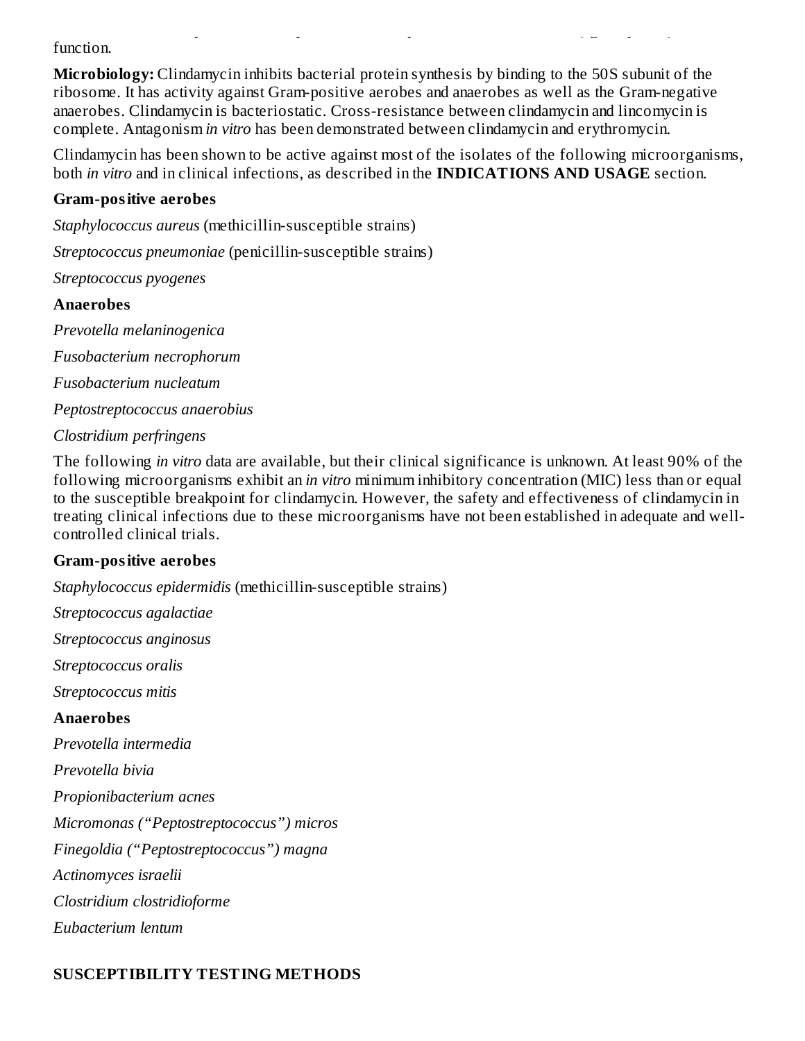function.

**Microbiology:** Clindamycin inhibits bacterial protein synthesis by binding to the 50S subunit of the ribosome. It has activity against Gram-positive aerobes and anaerobes as well as the Gram-negative anaerobes. Clindamycin is bacteriostatic. Cross-resistance between clindamycin and lincomycin is complete. Antagonism *in vitro* has been demonstrated between clindamycin and erythromycin.

Clindamycin has been shown to be active against most of the isolates of the following microorganisms, both *in vitro* and in clinical infections, as described in the **INDICATIONS AND USAGE** section.

**Gram-positive aerobes**

*Staphylococcus aureus* (methicillin-susceptible strains)

*Streptococcus pneumoniae* (penicillin-susceptible strains)

*Streptococcus pyogenes*

**Anaerobes**

*Prevotella melaninogenica*

*Fusobacterium necrophorum*

*Fusobacterium nucleatum*

*Peptostreptococcus anaerobius*

*Clostridium perfringens*

The following *in vitro* data are available, but their clinical significance is unknown. At least 90% of the following microorganisms exhibit an *in vitro* minimum inhibitory concentration (MIC) less than or equal to the susceptible breakpoint for clindamycin. However, the safety and effectiveness of clindamycin in treating clinical infections due to these microorganisms have not been established in adequate and well-controlled clinical trials.

**Gram-positive aerobes**

*Staphylococcus epidermidis* (methicillin-susceptible strains)

*Streptococcus agalactiae*

*Streptococcus anginosus*

*Streptococcus oralis*

*Streptococcus mitis*

**Anaerobes**

*Prevotella intermedia*

*Prevotella bivia*

*Propionibacterium acnes*

*Micromonas ("Peptostreptococcus") micros*

*Finegoldia ("Peptostreptococcus") magna*

*Actinomyces israelii*

*Clostridium clostridioforme*

*Eubacterium lentum*

**SUSCEPTIBILITY TESTING METHODS**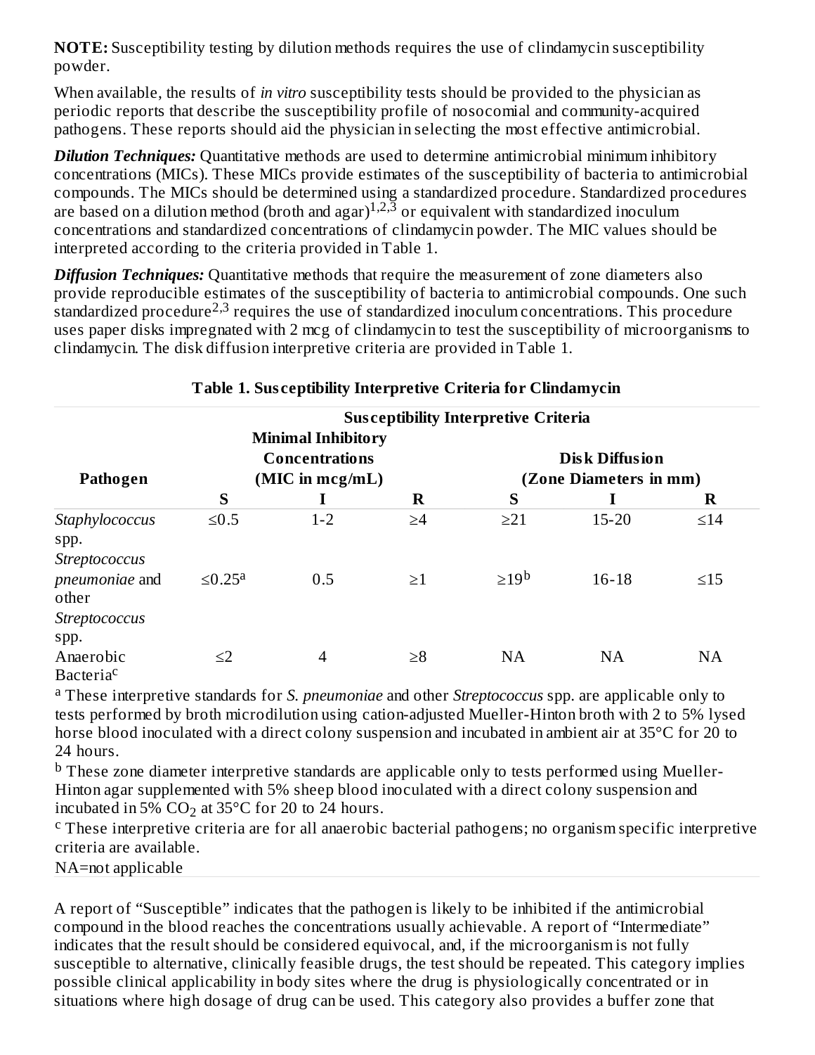**NOTE:** Susceptibility testing by dilution methods requires the use of clindamycin susceptibility powder.

When available, the results of *in vitro* susceptibility tests should be provided to the physician as periodic reports that describe the susceptibility profile of nosocomial and community-acquired pathogens. These reports should aid the physician in selecting the most effective antimicrobial.

***Dilution Techniques:*** Quantitative methods are used to determine antimicrobial minimum inhibitory concentrations (MICs). These MICs provide estimates of the susceptibility of bacteria to antimicrobial compounds. The MICs should be determined using a standardized procedure. Standardized procedures are based on a dilution method (broth and agar)[1,2,3] or equivalent with standardized inoculum concentrations and standardized concentrations of clindamycin powder. The MIC values should be interpreted according to the criteria provided in Table 1.

***Diffusion Techniques:*** Quantitative methods that require the measurement of zone diameters also provide reproducible estimates of the susceptibility of bacteria to antimicrobial compounds. One such standardized procedure[2,3] requires the use of standardized inoculum concentrations. This procedure uses paper disks impregnated with 2 mcg of clindamycin to test the susceptibility of microorganisms to clindamycin. The disk diffusion interpretive criteria are provided in Table 1.

**Table 1. Susceptibility Interpretive Criteria for Clindamycin**

| Pathogen | Susceptibility Interpretive Criteria | | | | | |
|---|---|---|---|---|---|---|
| | Minimal Inhibitory Concentrations (MIC in mcg/mL) | | | Disk Diffusion (Zone Diameters in mm) | | |
| | S | I | R | S | I | R |
| *Staphylococcus* spp. | ≤0.5 | 1-2 | ≥4 | ≥21 | 15-20 | ≤14 |
| *Streptococcus pneumoniae* and other *Streptococcus* spp. | ≤0.25[a] | 0.5 | ≥1 | ≥19[b] | 16-18 | ≤15 |
| Anaerobic Bacteria[c] | ≤2 | 4 | ≥8 | NA | NA | NA |

[a] These interpretive standards for *S. pneumoniae* and other *Streptococcus* spp. are applicable only to tests performed by broth microdilution using cation-adjusted Mueller-Hinton broth with 2 to 5% lysed horse blood inoculated with a direct colony suspension and incubated in ambient air at 35°C for 20 to 24 hours.

[b] These zone diameter interpretive standards are applicable only to tests performed using Mueller-Hinton agar supplemented with 5% sheep blood inoculated with a direct colony suspension and incubated in 5% $CO_2$ at 35°C for 20 to 24 hours.

[c] These interpretive criteria are for all anaerobic bacterial pathogens; no organism specific interpretive criteria are available.

NA=not applicable

A report of "Susceptible" indicates that the pathogen is likely to be inhibited if the antimicrobial compound in the blood reaches the concentrations usually achievable. A report of "Intermediate" indicates that the result should be considered equivocal, and, if the microorganism is not fully susceptible to alternative, clinically feasible drugs, the test should be repeated. This category implies possible clinical applicability in body sites where the drug is physiologically concentrated or in situations where high dosage of drug can be used. This category also provides a buffer zone that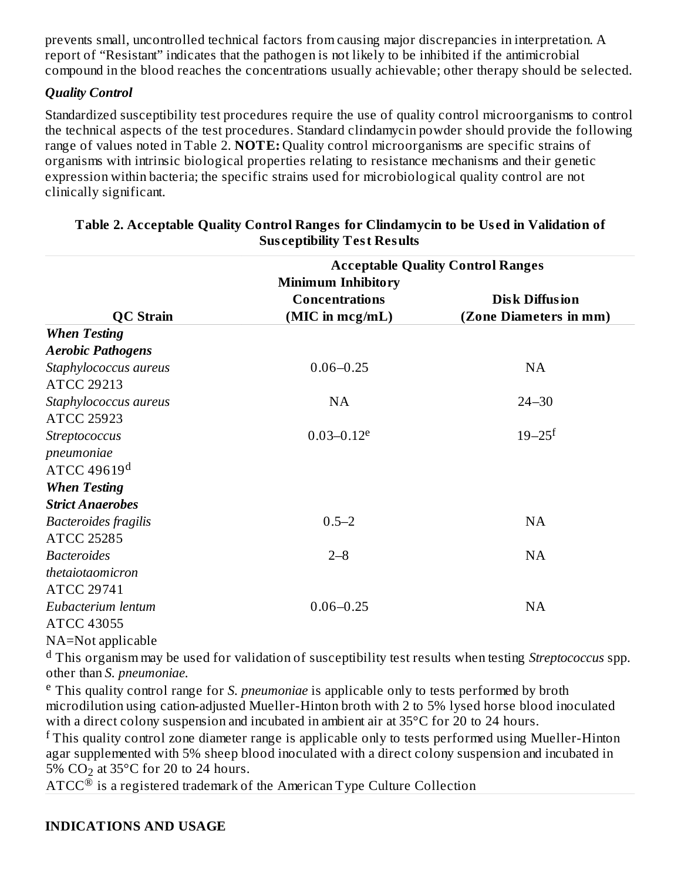prevents small, uncontrolled technical factors from causing major discrepancies in interpretation. A report of "Resistant" indicates that the pathogen is not likely to be inhibited if the antimicrobial compound in the blood reaches the concentrations usually achievable; other therapy should be selected.

### *Quality Control*

Standardized susceptibility test procedures require the use of quality control microorganisms to control the technical aspects of the test procedures. Standard clindamycin powder should provide the following range of values noted in Table 2. **NOTE:** Quality control microorganisms are specific strains of organisms with intrinsic biological properties relating to resistance mechanisms and their genetic expression within bacteria; the specific strains used for microbiological quality control are not clinically significant.

**Table 2. Acceptable Quality Control Ranges for Clindamycin to be Used in Validation of Susceptibility Test Results**

| QC Strain | Acceptable Quality Control Ranges Minimum Inhibitory Concentrations (MIC in mcg/mL) | Disk Diffusion (Zone Diameters in mm) |
|---|---|---|
| ***When Testing Aerobic Pathogens*** | | |
| *Staphylococcus aureus* ATCC 29213 | 0.06–0.25 | NA |
| *Staphylococcus aureus* ATCC 25923 | NA | 24–30 |
| *Streptococcus pneumoniae* ATCC 49619[d] | 0.03–0.12[e] | 19–25[f] |
| ***When Testing Strict Anaerobes*** | | |
| *Bacteroides fragilis* ATCC 25285 | 0.5–2 | NA |
| *Bacteroides thetaiotaomicron* ATCC 29741 | 2–8 | NA |
| *Eubacterium lentum* ATCC 43055 | 0.06–0.25 | NA |

NA=Not applicable

[d] This organism may be used for validation of susceptibility test results when testing *Streptococcus* spp. other than *S. pneumoniae*.

[e] This quality control range for *S. pneumoniae* is applicable only to tests performed by broth microdilution using cation-adjusted Mueller-Hinton broth with 2 to 5% lysed horse blood inoculated with a direct colony suspension and incubated in ambient air at 35°C for 20 to 24 hours.

[f] This quality control zone diameter range is applicable only to tests performed using Mueller-Hinton agar supplemented with 5% sheep blood inoculated with a direct colony suspension and incubated in 5% $CO_2$ at 35°C for 20 to 24 hours.

ATCC® is a registered trademark of the American Type Culture Collection

## INDICATIONS AND USAGE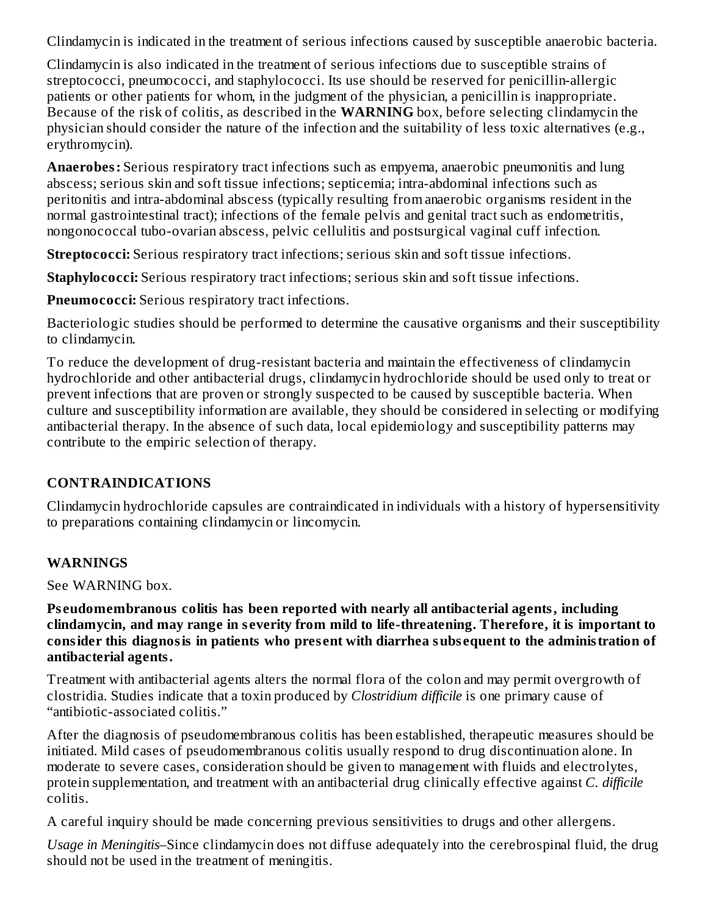Clindamycin is indicated in the treatment of serious infections caused by susceptible anaerobic bacteria.

Clindamycin is also indicated in the treatment of serious infections due to susceptible strains of streptococci, pneumococci, and staphylococci. Its use should be reserved for penicillin-allergic patients or other patients for whom, in the judgment of the physician, a penicillin is inappropriate. Because of the risk of colitis, as described in the **WARNING** box, before selecting clindamycin the physician should consider the nature of the infection and the suitability of less toxic alternatives (e.g., erythromycin).

**Anaerobes:** Serious respiratory tract infections such as empyema, anaerobic pneumonitis and lung abscess; serious skin and soft tissue infections; septicemia; intra-abdominal infections such as peritonitis and intra-abdominal abscess (typically resulting from anaerobic organisms resident in the normal gastrointestinal tract); infections of the female pelvis and genital tract such as endometritis, nongonococcal tubo-ovarian abscess, pelvic cellulitis and postsurgical vaginal cuff infection.

**Streptococci:** Serious respiratory tract infections; serious skin and soft tissue infections.

**Staphylococci:** Serious respiratory tract infections; serious skin and soft tissue infections.

**Pneumococci:** Serious respiratory tract infections.

Bacteriologic studies should be performed to determine the causative organisms and their susceptibility to clindamycin.

To reduce the development of drug-resistant bacteria and maintain the effectiveness of clindamycin hydrochloride and other antibacterial drugs, clindamycin hydrochloride should be used only to treat or prevent infections that are proven or strongly suspected to be caused by susceptible bacteria. When culture and susceptibility information are available, they should be considered in selecting or modifying antibacterial therapy. In the absence of such data, local epidemiology and susceptibility patterns may contribute to the empiric selection of therapy.

## CONTRAINDICATIONS

Clindamycin hydrochloride capsules are contraindicated in individuals with a history of hypersensitivity to preparations containing clindamycin or lincomycin.

## WARNINGS

See WARNING box.

**Pseudomembranous colitis has been reported with nearly all antibacterial agents, including clindamycin, and may range in severity from mild to life-threatening. Therefore, it is important to consider this diagnosis in patients who present with diarrhea subsequent to the administration of antibacterial agents.**

Treatment with antibacterial agents alters the normal flora of the colon and may permit overgrowth of clostridia. Studies indicate that a toxin produced by *Clostridium difficile* is one primary cause of "antibiotic-associated colitis."

After the diagnosis of pseudomembranous colitis has been established, therapeutic measures should be initiated. Mild cases of pseudomembranous colitis usually respond to drug discontinuation alone. In moderate to severe cases, consideration should be given to management with fluids and electrolytes, protein supplementation, and treatment with an antibacterial drug clinically effective against *C. difficile* colitis.

A careful inquiry should be made concerning previous sensitivities to drugs and other allergens.

*Usage in Meningitis*–Since clindamycin does not diffuse adequately into the cerebrospinal fluid, the drug should not be used in the treatment of meningitis.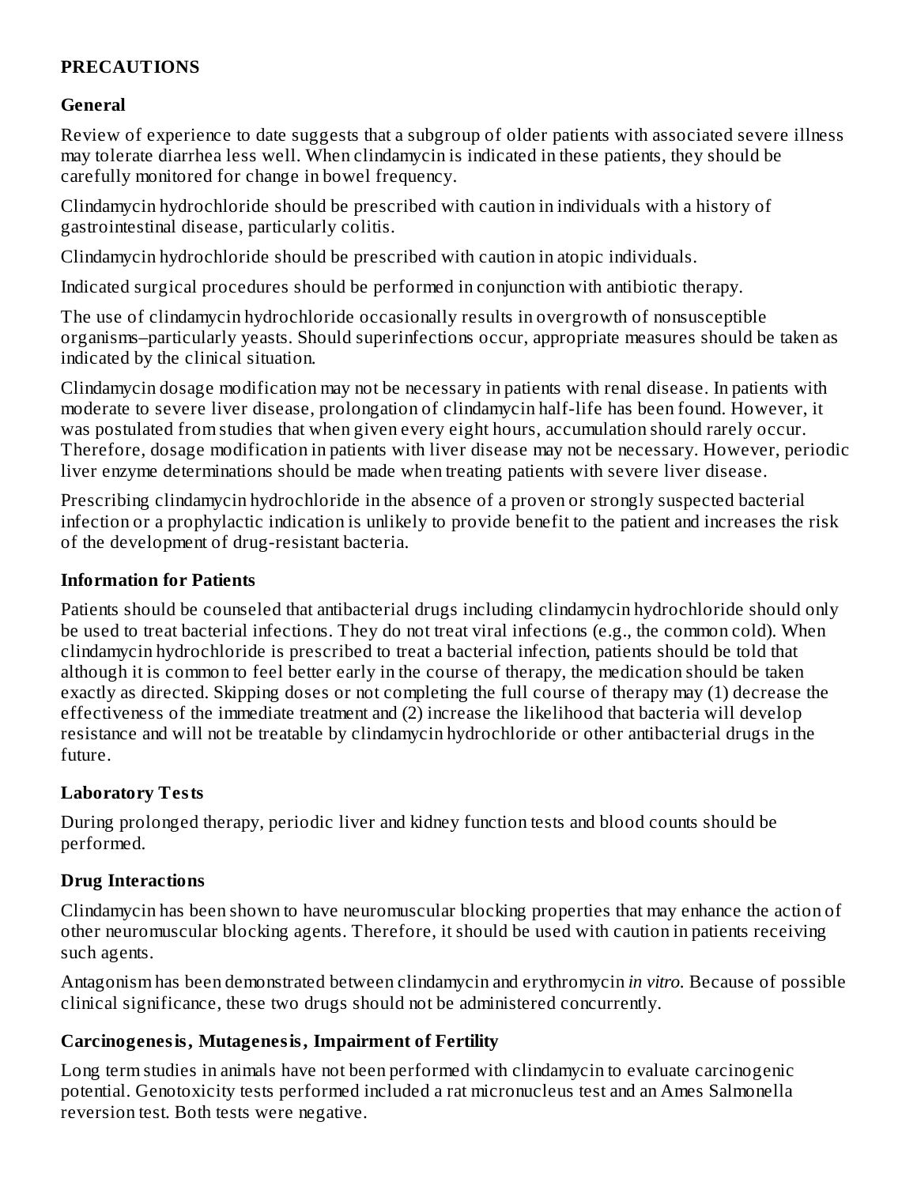## PRECAUTIONS

### General

Review of experience to date suggests that a subgroup of older patients with associated severe illness may tolerate diarrhea less well. When clindamycin is indicated in these patients, they should be carefully monitored for change in bowel frequency.

Clindamycin hydrochloride should be prescribed with caution in individuals with a history of gastrointestinal disease, particularly colitis.

Clindamycin hydrochloride should be prescribed with caution in atopic individuals.

Indicated surgical procedures should be performed in conjunction with antibiotic therapy.

The use of clindamycin hydrochloride occasionally results in overgrowth of nonsusceptible organisms–particularly yeasts. Should superinfections occur, appropriate measures should be taken as indicated by the clinical situation.

Clindamycin dosage modification may not be necessary in patients with renal disease. In patients with moderate to severe liver disease, prolongation of clindamycin half-life has been found. However, it was postulated from studies that when given every eight hours, accumulation should rarely occur. Therefore, dosage modification in patients with liver disease may not be necessary. However, periodic liver enzyme determinations should be made when treating patients with severe liver disease.

Prescribing clindamycin hydrochloride in the absence of a proven or strongly suspected bacterial infection or a prophylactic indication is unlikely to provide benefit to the patient and increases the risk of the development of drug-resistant bacteria.

### Information for Patients

Patients should be counseled that antibacterial drugs including clindamycin hydrochloride should only be used to treat bacterial infections. They do not treat viral infections (e.g., the common cold). When clindamycin hydrochloride is prescribed to treat a bacterial infection, patients should be told that although it is common to feel better early in the course of therapy, the medication should be taken exactly as directed. Skipping doses or not completing the full course of therapy may (1) decrease the effectiveness of the immediate treatment and (2) increase the likelihood that bacteria will develop resistance and will not be treatable by clindamycin hydrochloride or other antibacterial drugs in the future.

### Laboratory Tests

During prolonged therapy, periodic liver and kidney function tests and blood counts should be performed.

### Drug Interactions

Clindamycin has been shown to have neuromuscular blocking properties that may enhance the action of other neuromuscular blocking agents. Therefore, it should be used with caution in patients receiving such agents.

Antagonism has been demonstrated between clindamycin and erythromycin *in vitro*. Because of possible clinical significance, these two drugs should not be administered concurrently.

### Carcinogenesis, Mutagenesis, Impairment of Fertility

Long term studies in animals have not been performed with clindamycin to evaluate carcinogenic potential. Genotoxicity tests performed included a rat micronucleus test and an Ames Salmonella reversion test. Both tests were negative.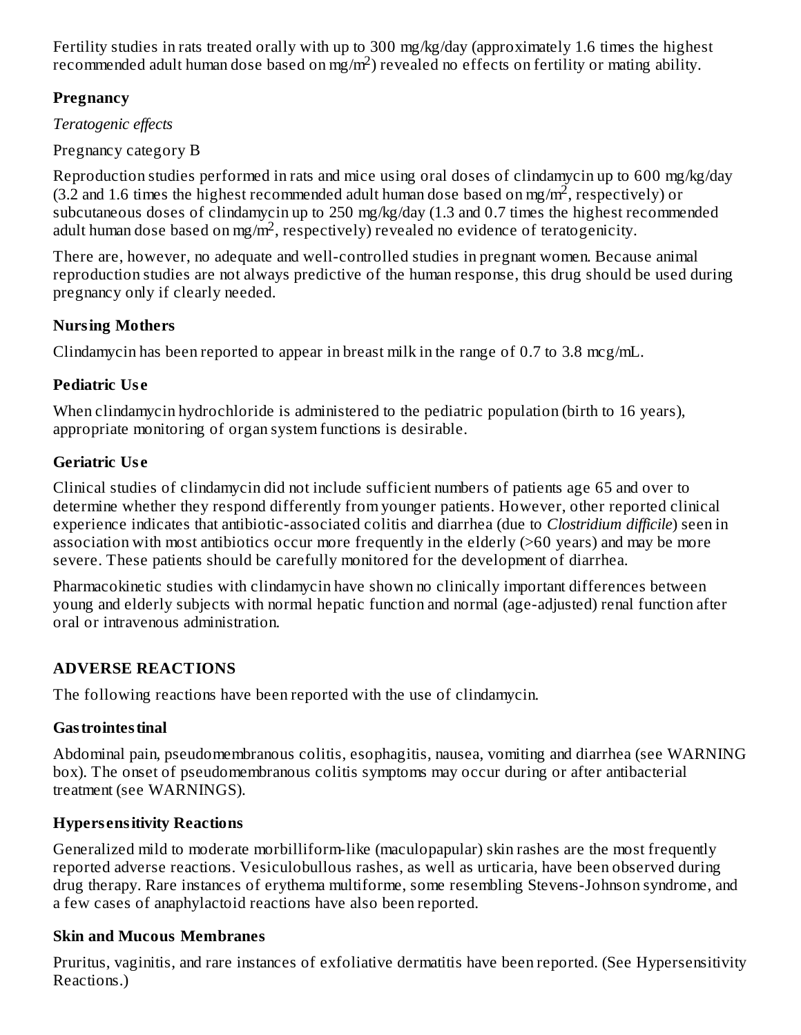Fertility studies in rats treated orally with up to 300 mg/kg/day (approximately 1.6 times the highest recommended adult human dose based on mg/m$^2$) revealed no effects on fertility or mating ability.

### Pregnancy

*Teratogenic effects*

Pregnancy category B

Reproduction studies performed in rats and mice using oral doses of clindamycin up to 600 mg/kg/day (3.2 and 1.6 times the highest recommended adult human dose based on mg/m$^2$, respectively) or subcutaneous doses of clindamycin up to 250 mg/kg/day (1.3 and 0.7 times the highest recommended adult human dose based on mg/m$^2$, respectively) revealed no evidence of teratogenicity.

There are, however, no adequate and well-controlled studies in pregnant women. Because animal reproduction studies are not always predictive of the human response, this drug should be used during pregnancy only if clearly needed.

### Nursing Mothers

Clindamycin has been reported to appear in breast milk in the range of 0.7 to 3.8 mcg/mL.

### Pediatric Use

When clindamycin hydrochloride is administered to the pediatric population (birth to 16 years), appropriate monitoring of organ system functions is desirable.

### Geriatric Use

Clinical studies of clindamycin did not include sufficient numbers of patients age 65 and over to determine whether they respond differently from younger patients. However, other reported clinical experience indicates that antibiotic-associated colitis and diarrhea (due to *Clostridium difficile*) seen in association with most antibiotics occur more frequently in the elderly (>60 years) and may be more severe. These patients should be carefully monitored for the development of diarrhea.

Pharmacokinetic studies with clindamycin have shown no clinically important differences between young and elderly subjects with normal hepatic function and normal (age-adjusted) renal function after oral or intravenous administration.

## ADVERSE REACTIONS

The following reactions have been reported with the use of clindamycin.

### Gastrointestinal

Abdominal pain, pseudomembranous colitis, esophagitis, nausea, vomiting and diarrhea (see WARNING box). The onset of pseudomembranous colitis symptoms may occur during or after antibacterial treatment (see WARNINGS).

### Hypersensitivity Reactions

Generalized mild to moderate morbilliform-like (maculopapular) skin rashes are the most frequently reported adverse reactions. Vesiculobullous rashes, as well as urticaria, have been observed during drug therapy. Rare instances of erythema multiforme, some resembling Stevens-Johnson syndrome, and a few cases of anaphylactoid reactions have also been reported.

### Skin and Mucous Membranes

Pruritus, vaginitis, and rare instances of exfoliative dermatitis have been reported. (See Hypersensitivity Reactions.)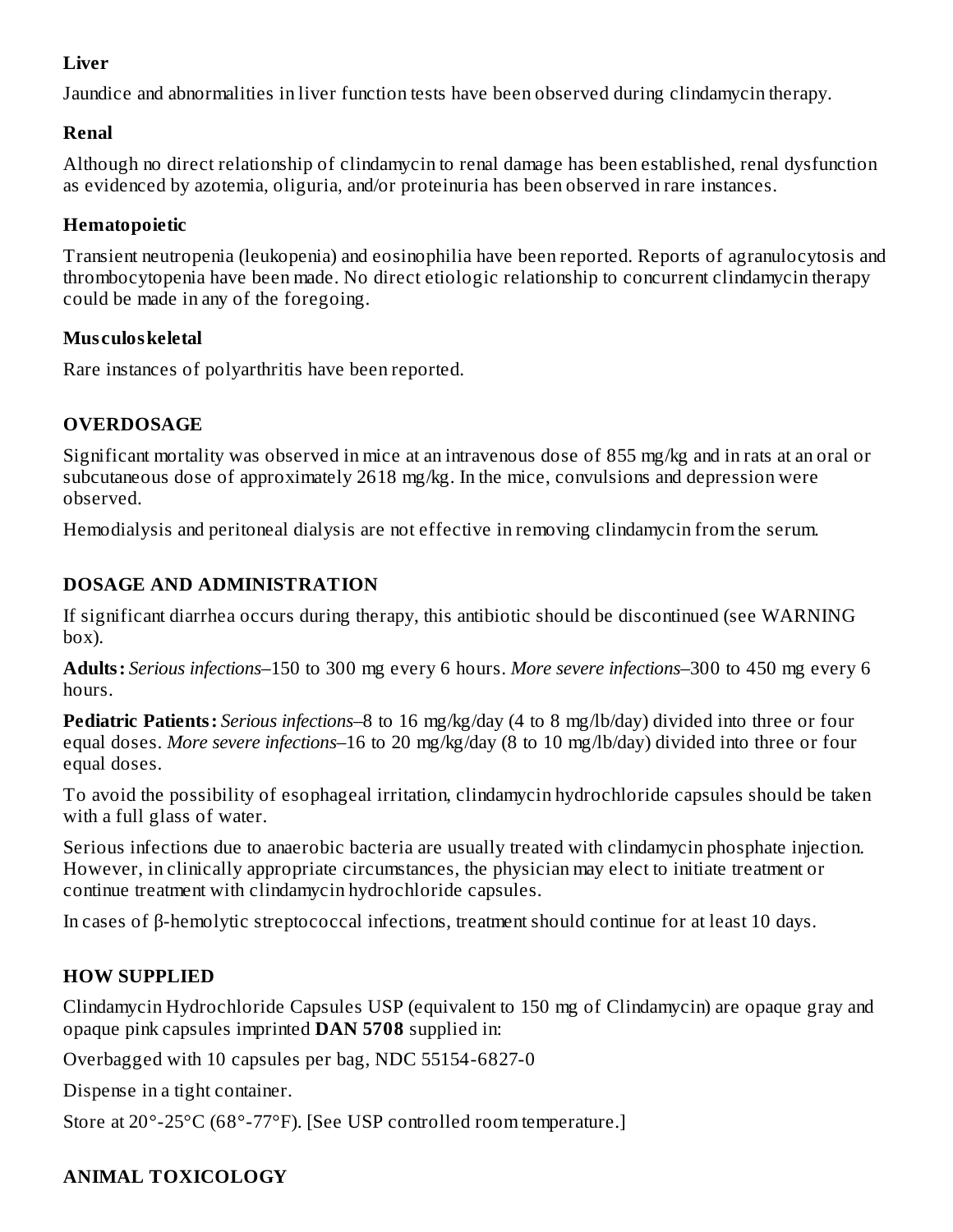### Liver

Jaundice and abnormalities in liver function tests have been observed during clindamycin therapy.

### Renal

Although no direct relationship of clindamycin to renal damage has been established, renal dysfunction as evidenced by azotemia, oliguria, and/or proteinuria has been observed in rare instances.

### Hematopoietic

Transient neutropenia (leukopenia) and eosinophilia have been reported. Reports of agranulocytosis and thrombocytopenia have been made. No direct etiologic relationship to concurrent clindamycin therapy could be made in any of the foregoing.

### Musculoskeletal

Rare instances of polyarthritis have been reported.

## OVERDOSAGE

Significant mortality was observed in mice at an intravenous dose of 855 mg/kg and in rats at an oral or subcutaneous dose of approximately 2618 mg/kg. In the mice, convulsions and depression were observed.

Hemodialysis and peritoneal dialysis are not effective in removing clindamycin from the serum.

## DOSAGE AND ADMINISTRATION

If significant diarrhea occurs during therapy, this antibiotic should be discontinued (see WARNING box).

**Adults:** *Serious infections*–150 to 300 mg every 6 hours. *More severe infections*–300 to 450 mg every 6 hours.

**Pediatric Patients:** *Serious infections*–8 to 16 mg/kg/day (4 to 8 mg/lb/day) divided into three or four equal doses. *More severe infections*–16 to 20 mg/kg/day (8 to 10 mg/lb/day) divided into three or four equal doses.

To avoid the possibility of esophageal irritation, clindamycin hydrochloride capsules should be taken with a full glass of water.

Serious infections due to anaerobic bacteria are usually treated with clindamycin phosphate injection. However, in clinically appropriate circumstances, the physician may elect to initiate treatment or continue treatment with clindamycin hydrochloride capsules.

In cases of β-hemolytic streptococcal infections, treatment should continue for at least 10 days.

## HOW SUPPLIED

Clindamycin Hydrochloride Capsules USP (equivalent to 150 mg of Clindamycin) are opaque gray and opaque pink capsules imprinted **DAN 5708** supplied in:

Overbagged with 10 capsules per bag, NDC 55154-6827-0

Dispense in a tight container.

Store at 20°-25°C (68°-77°F). [See USP controlled room temperature.]

## ANIMAL TOXICOLOGY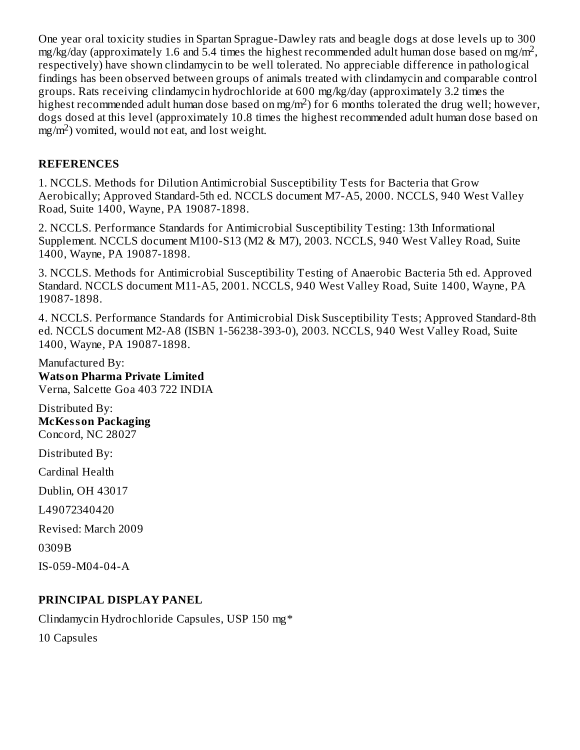One year oral toxicity studies in Spartan Sprague-Dawley rats and beagle dogs at dose levels up to 300 mg/kg/day (approximately 1.6 and 5.4 times the highest recommended adult human dose based on $mg/m^2$, respectively) have shown clindamycin to be well tolerated. No appreciable difference in pathological findings has been observed between groups of animals treated with clindamycin and comparable control groups. Rats receiving clindamycin hydrochloride at 600 mg/kg/day (approximately 3.2 times the highest recommended adult human dose based on $mg/m^2$) for 6 months tolerated the drug well; however, dogs dosed at this level (approximately 10.8 times the highest recommended adult human dose based on $mg/m^2$) vomited, would not eat, and lost weight.

## REFERENCES

1. NCCLS. Methods for Dilution Antimicrobial Susceptibility Tests for Bacteria that Grow Aerobically; Approved Standard-5th ed. NCCLS document M7-A5, 2000. NCCLS, 940 West Valley Road, Suite 1400, Wayne, PA 19087-1898.

2. NCCLS. Performance Standards for Antimicrobial Susceptibility Testing: 13th Informational Supplement. NCCLS document M100-S13 (M2 & M7), 2003. NCCLS, 940 West Valley Road, Suite 1400, Wayne, PA 19087-1898.

3. NCCLS. Methods for Antimicrobial Susceptibility Testing of Anaerobic Bacteria 5th ed. Approved Standard. NCCLS document M11-A5, 2001. NCCLS, 940 West Valley Road, Suite 1400, Wayne, PA 19087-1898.

4. NCCLS. Performance Standards for Antimicrobial Disk Susceptibility Tests; Approved Standard-8th ed. NCCLS document M2-A8 (ISBN 1-56238-393-0), 2003. NCCLS, 940 West Valley Road, Suite 1400, Wayne, PA 19087-1898.

Manufactured By:
**Watson Pharma Private Limited**
Verna, Salcette Goa 403 722 INDIA

Distributed By:
**McKesson Packaging**
Concord, NC 28027

Distributed By:

Cardinal Health

Dublin, OH 43017

L49072340420

Revised: March 2009

0309B

IS-059-M04-04-A

## PRINCIPAL DISPLAY PANEL

Clindamycin Hydrochloride Capsules, USP 150 mg*

10 Capsules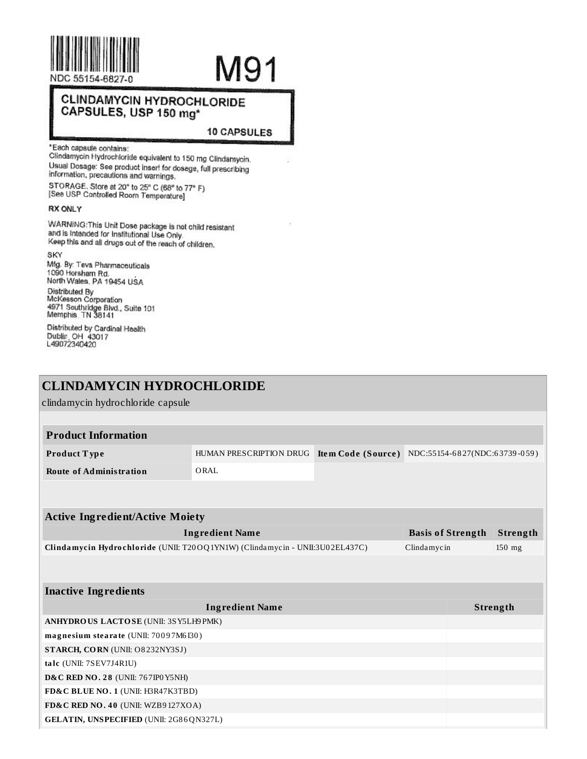NDC 55154-6827-0

M91

**CLINDAMYCIN HYDROCHLORIDE CAPSULES, USP 150 mg***

**10 CAPSULES**

*Each capsule contains:
Clindamycin Hydrochloride equivalent to 150 mg Clindamycin.
Usual Dosage: See product insert for dosege, full prescribing information, precautions and warnings.

STORAGE. Store at 20° to 25° C (68° to 77° F)
[See USP Controlled Room Temperature]

**RX ONLY**

WARNING:This Unit Dose package is not child resistant and is Intended for Institutional Use Only.
Keep this and all drugs out of the reach of children.

SKY
Mfg. By: Teva Pharmaceuticals
1090 Horsham Rd.
North Wales, PA 19454 USA

Distributed By
McKesson Corporation
4971 Southridge Blvd., Suite 101
Memphis, TN 38141

Distributed by Cardinal Health
Dublin, OH 43017
L49072340420

# CLINDAMYCIN HYDROCHLORIDE

clindamycin hydrochloride capsule

| **Product Information** | | | |
|---|---|---|---|
| **Product Type** | HUMAN PRESCRIPTION DRUG | **Item Code (Source)** | NDC:55154-6827(NDC:63739-059) |
| **Route of Administration** | ORAL | | |

| **Active Ingredient/Active Moiety** | | |
|---|---|---|
| **Ingredient Name** | **Basis of Strength** | **Strength** |
| **Clindamycin Hydrochloride** (UNII: T20OQ1YN1W) (Clindamycin - UNII:3U02EL437C) | Clindamycin | 150 mg |

| **Inactive Ingredients** | |
|---|---|
| **Ingredient Name** | **Strength** |
| **ANHYDROUS LACTOSE** (UNII: 3SY5LH9PMK) | |
| **magnesium stearate** (UNII: 70097M6I30) | |
| **STARCH, CORN** (UNII: O8232NY3SJ) | |
| **talc** (UNII: 7SEV7J4R1U) | |
| **D&C RED NO. 28** (UNII: 767IP0Y5NH) | |
| **FD&C BLUE NO. 1** (UNII: H3R47K3TBD) | |
| **FD&C RED NO. 40** (UNII: WZB9127XOA) | |
| **GELATIN, UNSPECIFIED** (UNII: 2G86QN327L) | |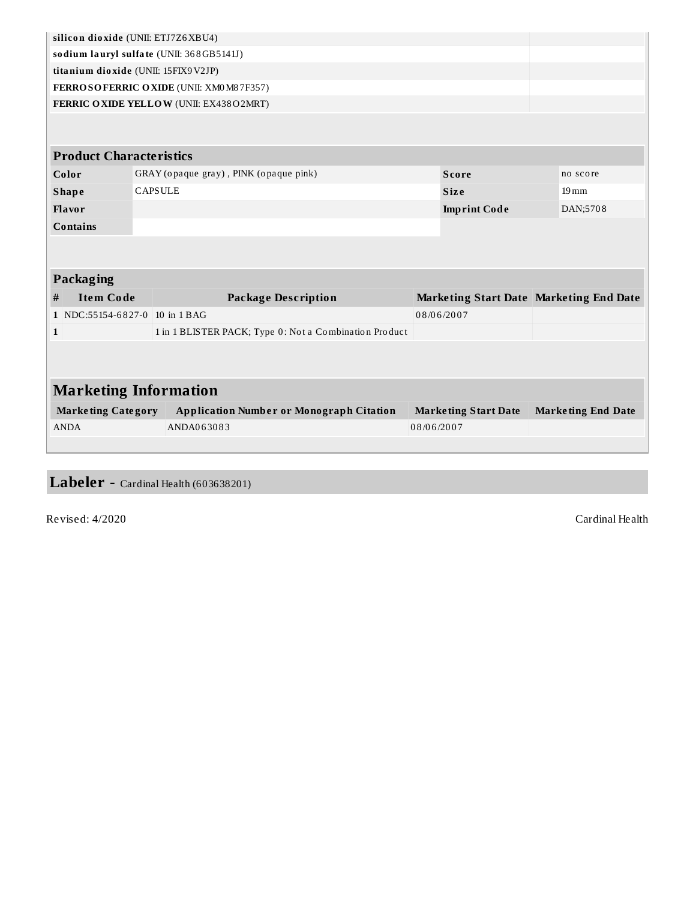| | |
|---|---|
| **silicon dioxide** (UNII: ETJ7Z6XBU4) | |
| **sodium lauryl sulfate** (UNII: 368GB5141J) | |
| **titanium dioxide** (UNII: 15FIX9V2JP) | |
| **FERROSOFERRIC OXIDE** (UNII: XM0M87F357) | |
| **FERRIC OXIDE YELLOW** (UNII: EX438O2MRT) | |

| Product Characteristics | | | |
|---|---|---|---|
| **Color** | GRAY (opaque gray) , PINK (opaque pink) | **Score** | no score |
| **Shape** | CAPSULE | **Size** | 19mm |
| **Flavor** | | **Imprint Code** | DAN;5708 |
| **Contains** | | | |

### Packaging

| # | Item Code | Package Description | Marketing Start Date | Marketing End Date |
|---|---|---|---|---|
| 1 | NDC:55154-6827-0 | 10 in 1 BAG | 08/06/2007 | |
| 1 | | 1 in 1 BLISTER PACK; Type 0: Not a Combination Product | | |

## Marketing Information

| Marketing Category | Application Number or Monograph Citation | Marketing Start Date | Marketing End Date |
|---|---|---|---|
| ANDA | ANDA063083 | 08/06/2007 | |

## Labeler - Cardinal Health (603638201)

Revised: 4/2020

Cardinal Health